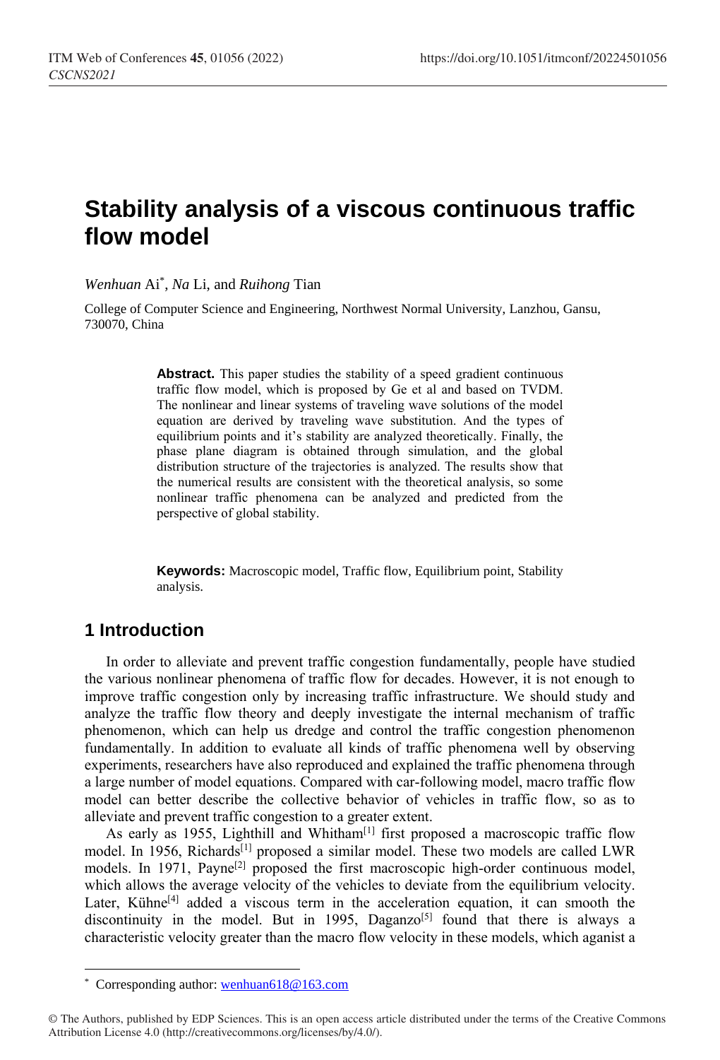# Stability analysis of a viscous continuous traffic flow model

*Wenhuan* Ai*, *Na* Li, and *Ruihong* Tian

College of Computer Science and Engineering, Northwest Normal University, Lanzhou, Gansu, 730070, China

> **Abstract.** This paper studies the stability of a speed gradient continuous traffic flow model, which is proposed by Ge et al and based on TVDM. The nonlinear and linear systems of traveling wave solutions of the model equation are derived by traveling wave substitution. And the types of equilibrium points and it's stability are analyzed theoretically. Finally, the phase plane diagram is obtained through simulation, and the global distribution structure of the trajectories is analyzed. The results show that the numerical results are consistent with the theoretical analysis, so some nonlinear traffic phenomena can be analyzed and predicted from the perspective of global stability.
>
> **Keywords:** Macroscopic model, Traffic flow, Equilibrium point, Stability analysis.

## 1 Introduction

In order to alleviate and prevent traffic congestion fundamentally, people have studied the various nonlinear phenomena of traffic flow for decades. However, it is not enough to improve traffic congestion only by increasing traffic infrastructure. We should study and analyze the traffic flow theory and deeply investigate the internal mechanism of traffic phenomenon, which can help us dredge and control the traffic congestion phenomenon fundamentally. In addition to evaluate all kinds of traffic phenomena well by observing experiments, researchers have also reproduced and explained the traffic phenomena through a large number of model equations. Compared with car-following model, macro traffic flow model can better describe the collective behavior of vehicles in traffic flow, so as to alleviate and prevent traffic congestion to a greater extent.

As early as 1955, Lighthill and Whitham[1] first proposed a macroscopic traffic flow model. In 1956, Richards[1] proposed a similar model. These two models are called LWR models. In 1971, Payne[2] proposed the first macroscopic high-order continuous model, which allows the average velocity of the vehicles to deviate from the equilibrium velocity. Later, Kühne[4] added a viscous term in the acceleration equation, it can smooth the discontinuity in the model. But in 1995, Daganzo[5] found that there is always a characteristic velocity greater than the macro flow velocity in these models, which aganist a

---

* Corresponding author: wenhuan618@163.com

© The Authors, published by EDP Sciences. This is an open access article distributed under the terms of the Creative Commons Attribution License 4.0 (http://creativecommons.org/licenses/by/4.0/).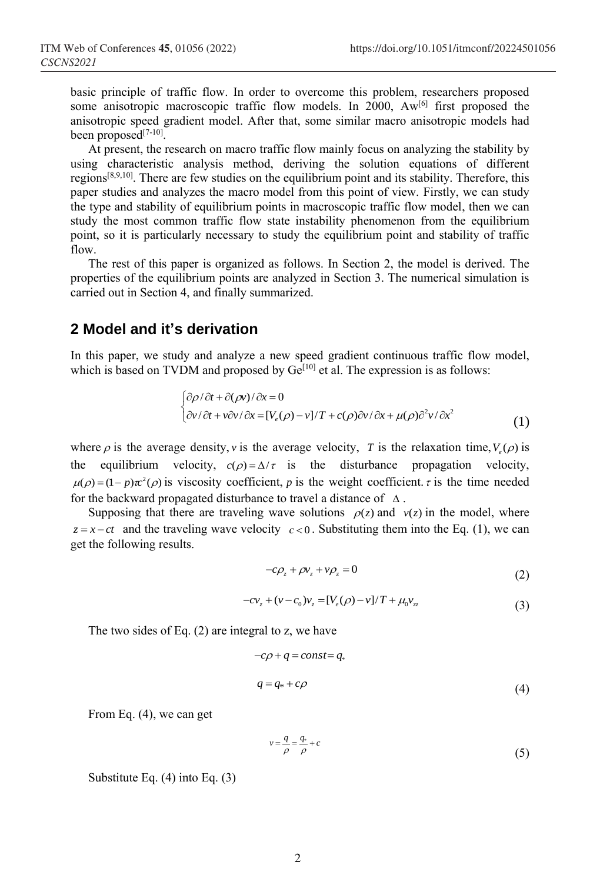basic principle of traffic flow. In order to overcome this problem, researchers proposed some anisotropic macroscopic traffic flow models. In 2000, Aw[6] first proposed the anisotropic speed gradient model. After that, some similar macro anisotropic models had been proposed[7-10].

At present, the research on macro traffic flow mainly focus on analyzing the stability by using characteristic analysis method, deriving the solution equations of different regions[8,9,10]. There are few studies on the equilibrium point and its stability. Therefore, this paper studies and analyzes the macro model from this point of view. Firstly, we can study the type and stability of equilibrium points in macroscopic traffic flow model, then we can study the most common traffic flow state instability phenomenon from the equilibrium point, so it is particularly necessary to study the equilibrium point and stability of traffic flow.

The rest of this paper is organized as follows. In Section 2, the model is derived. The properties of the equilibrium points are analyzed in Section 3. The numerical simulation is carried out in Section 4, and finally summarized.

## 2 Model and it's derivation

In this paper, we study and analyze a new speed gradient continuous traffic flow model, which is based on TVDM and proposed by Ge[10] et al. The expression is as follows:

$$\begin{cases} \partial\rho/\partial t + \partial(\rho v)/\partial x = 0 \\ \partial v/\partial t + v\partial v/\partial x = [V_e(\rho) - v]/T + c(\rho)\partial v/\partial x + \mu(\rho)\partial^2 v/\partial x^2 \end{cases} \tag{1}$$

where $\rho$ is the average density, $v$ is the average velocity, $T$ is the relaxation time, $V_e(\rho)$ is the equilibrium velocity, $c(\rho) = \Delta/\tau$ is the disturbance propagation velocity, $\mu(\rho) = (1-p)\tau c^2(\rho)$ is viscosity coefficient, $p$ is the weight coefficient. $\tau$ is the time needed for the backward propagated disturbance to travel a distance of $\Delta$.

Supposing that there are traveling wave solutions $\rho(z)$ and $v(z)$ in the model, where $z = x - ct$ and the traveling wave velocity $c < 0$. Substituting them into the Eq. (1), we can get the following results.

$$-c\rho_z + \rho v_z + v\rho_z = 0 \tag{2}$$

$$-cv_z + (v - c_0)v_z = [V_e(\rho) - v]/T + \mu_0 v_{zz} \tag{3}$$

The two sides of Eq. (2) are integral to z, we have

$$-c\rho + q = const = q_*$$

$$q = q_* + c\rho \tag{4}$$

From Eq. (4), we can get

$$v = \frac{q}{\rho} = \frac{q_*}{\rho} + c \tag{5}$$

Substitute Eq. (4) into Eq. (3)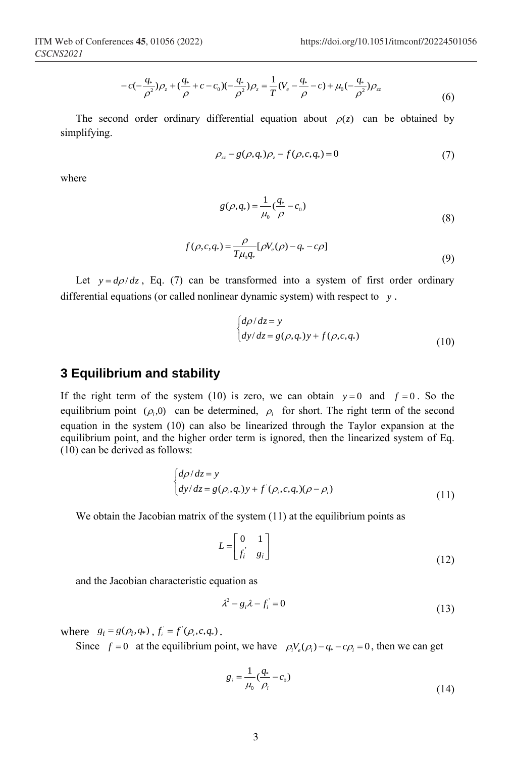$$-c\left(-\frac{q_*}{\rho^2}\right)\rho_z + \left(\frac{q_*}{\rho} + c - c_0\right)\left(-\frac{q_*}{\rho^2}\right)\rho_z = \frac{1}{T}\left(V_e - \frac{q_*}{\rho} - c\right) + \mu_0\left(-\frac{q_*}{\rho^2}\right)\rho_{zz} \tag{6}$$

The second order ordinary differential equation about $\rho(z)$ can be obtained by simplifying.

$$\rho_{zz} - g(\rho, q_*)\rho_z - f(\rho, c, q_*) = 0 \tag{7}$$

where

$$g(\rho, q_*) = \frac{1}{\mu_0}\left(\frac{q_*}{\rho} - c_0\right) \tag{8}$$

$$f(\rho, c, q_*) = \frac{\rho}{T\mu_0 q_*}[\rho V_e(\rho) - q_* - c\rho] \tag{9}$$

Let $y = d\rho/dz$, Eq. (7) can be transformed into a system of first order ordinary differential equations (or called nonlinear dynamic system) with respect to $y$.

$$\begin{cases} d\rho/dz = y \\ dy/dz = g(\rho, q_*)y + f(\rho, c, q_*) \end{cases} \tag{10}$$

## 3 Equilibrium and stability

If the right term of the system (10) is zero, we can obtain $y = 0$ and $f = 0$. So the equilibrium point $(\rho_i, 0)$ can be determined, $\rho_i$ for short. The right term of the second equation in the system (10) can also be linearized through the Taylor expansion at the equilibrium point, and the higher order term is ignored, then the linearized system of Eq. (10) can be derived as follows:

$$\begin{cases} d\rho/dz = y \\ dy/dz = g(\rho_i, q_*)y + f^{'}(\rho_i, c, q_*)(\rho - \rho_i) \end{cases} \tag{11}$$

We obtain the Jacobian matrix of the system (11) at the equilibrium points as

$$L = \begin{bmatrix} 0 & 1 \\ f_i^{'} & g_i \end{bmatrix} \tag{12}$$

and the Jacobian characteristic equation as

$$\lambda^2 - g_i\lambda - f_i^{'} = 0 \tag{13}$$

where $g_i = g(\rho_i, q_*)$, $f_i^{'} = f^{'}(\rho_i, c, q_*)$.

Since $f = 0$ at the equilibrium point, we have $\rho_i V_e(\rho_i) - q_* - c\rho_i = 0$, then we can get

$$g_i = \frac{1}{\mu_0}\left(\frac{q_*}{\rho_i} - c_0\right) \tag{14}$$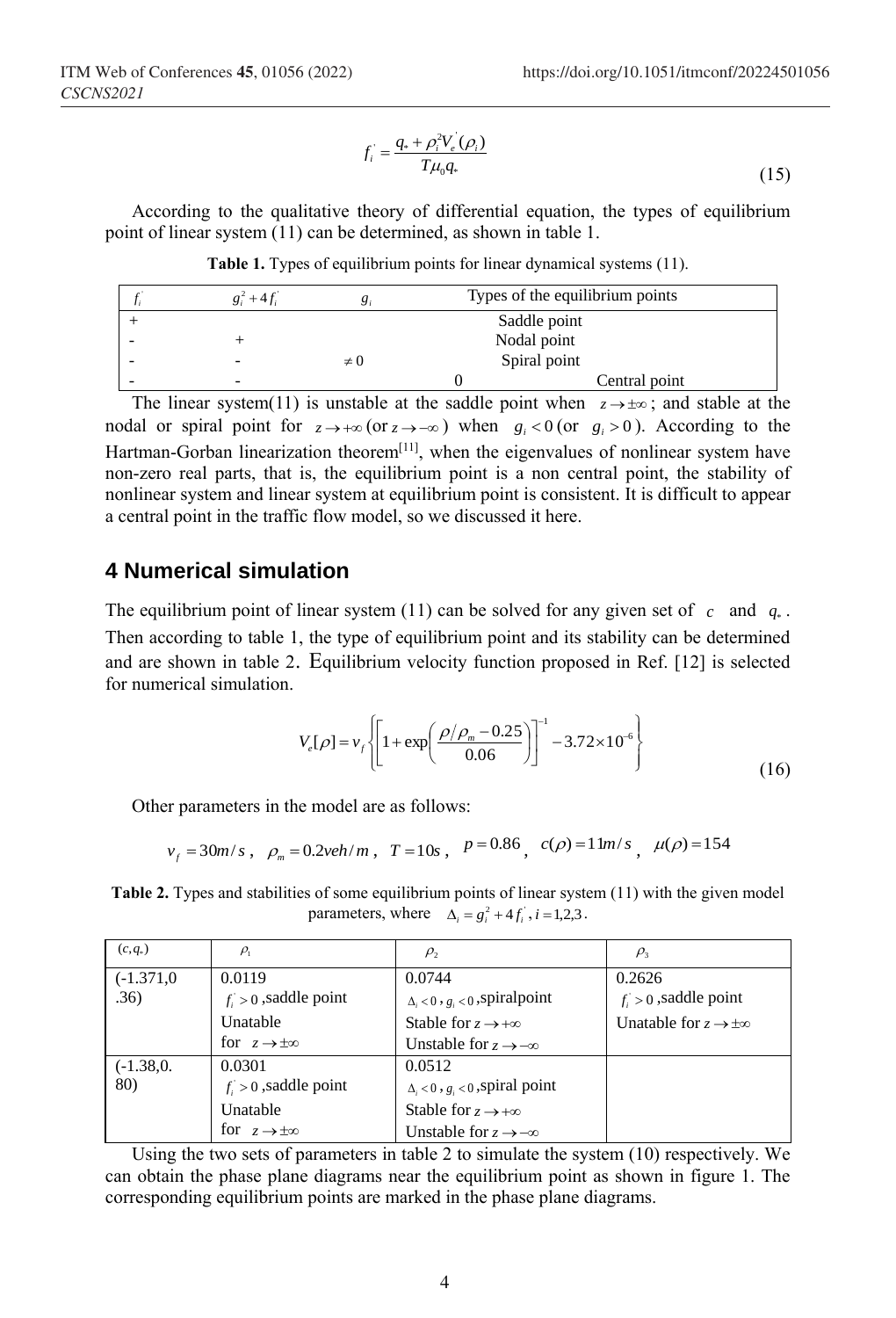$$f_i^{'} = \frac{q_* + \rho_i^2 V_e^{'}(\rho_i)}{T\mu_0 q_*} \tag{15}$$

According to the qualitative theory of differential equation, the types of equilibrium point of linear system (11) can be determined, as shown in table 1.

**Table 1.** Types of equilibrium points for linear dynamical systems (11).

| $f_i^{'}$ | $g_i^2 + 4f_i^{'}$ | $g_i$ | Types of the equilibrium points |
|---|---|---|---|
| + | | | Saddle point |
| - | + | | Nodal point |
| - | - | $\neq 0$ | Spiral point |
| - | - | 0 | Central point |

The linear system(11) is unstable at the saddle point when $z \to \pm\infty$; and stable at the nodal or spiral point for $z \to +\infty$ (or $z \to -\infty$) when $g_i < 0$ (or $g_i > 0$). According to the Hartman-Gorban linearization theorem[11], when the eigenvalues of nonlinear system have non-zero real parts, that is, the equilibrium point is a non central point, the stability of nonlinear system and linear system at equilibrium point is consistent. It is difficult to appear a central point in the traffic flow model, so we discussed it here.

## 4 Numerical simulation

The equilibrium point of linear system (11) can be solved for any given set of $c$ and $q_*$. Then according to table 1, the type of equilibrium point and its stability can be determined and are shown in table 2. Equilibrium velocity function proposed in Ref. [12] is selected for numerical simulation.

$$V_e[\rho] = v_f \left\{ \left[ 1 + \exp\left( \frac{\rho/\rho_m - 0.25}{0.06} \right) \right]^{-1} - 3.72 \times 10^{-6} \right\} \tag{16}$$

Other parameters in the model are as follows:

$v_f = 30m/s$, $\rho_m = 0.2veh/m$, $T = 10s$, $p = 0.86$, $c(\rho) = 11m/s$, $\mu(\rho) = 154$

**Table 2.** Types and stabilities of some equilibrium points of linear system (11) with the given model parameters, where $\Delta_i = g_i^2 + 4f_i^{'}, i = 1,2,3$.

| $(c, q_*)$ | $\rho_1$ | $\rho_2$ | $\rho_3$ |
|---|---|---|---|
| (-1.371,0.36) | 0.0119<br>$f_i^{'} > 0$,saddle point<br>Unatable for $z \to \pm\infty$ | 0.0744<br>$\Delta_i < 0$, $g_i < 0$,spiralpoint<br>Stable for $z \to +\infty$<br>Unstable for $z \to -\infty$ | 0.2626<br>$f_i^{'} > 0$,saddle point<br>Unatable for $z \to \pm\infty$ |
| (-1.38,0.80) | 0.0301<br>$f_i^{'} > 0$,saddle point<br>Unatable for $z \to \pm\infty$ | 0.0512<br>$\Delta_i < 0$, $g_i < 0$,spiral point<br>Stable for $z \to +\infty$<br>Unstable for $z \to -\infty$ | |

Using the two sets of parameters in table 2 to simulate the system (10) respectively. We can obtain the phase plane diagrams near the equilibrium point as shown in figure 1. The corresponding equilibrium points are marked in the phase plane diagrams.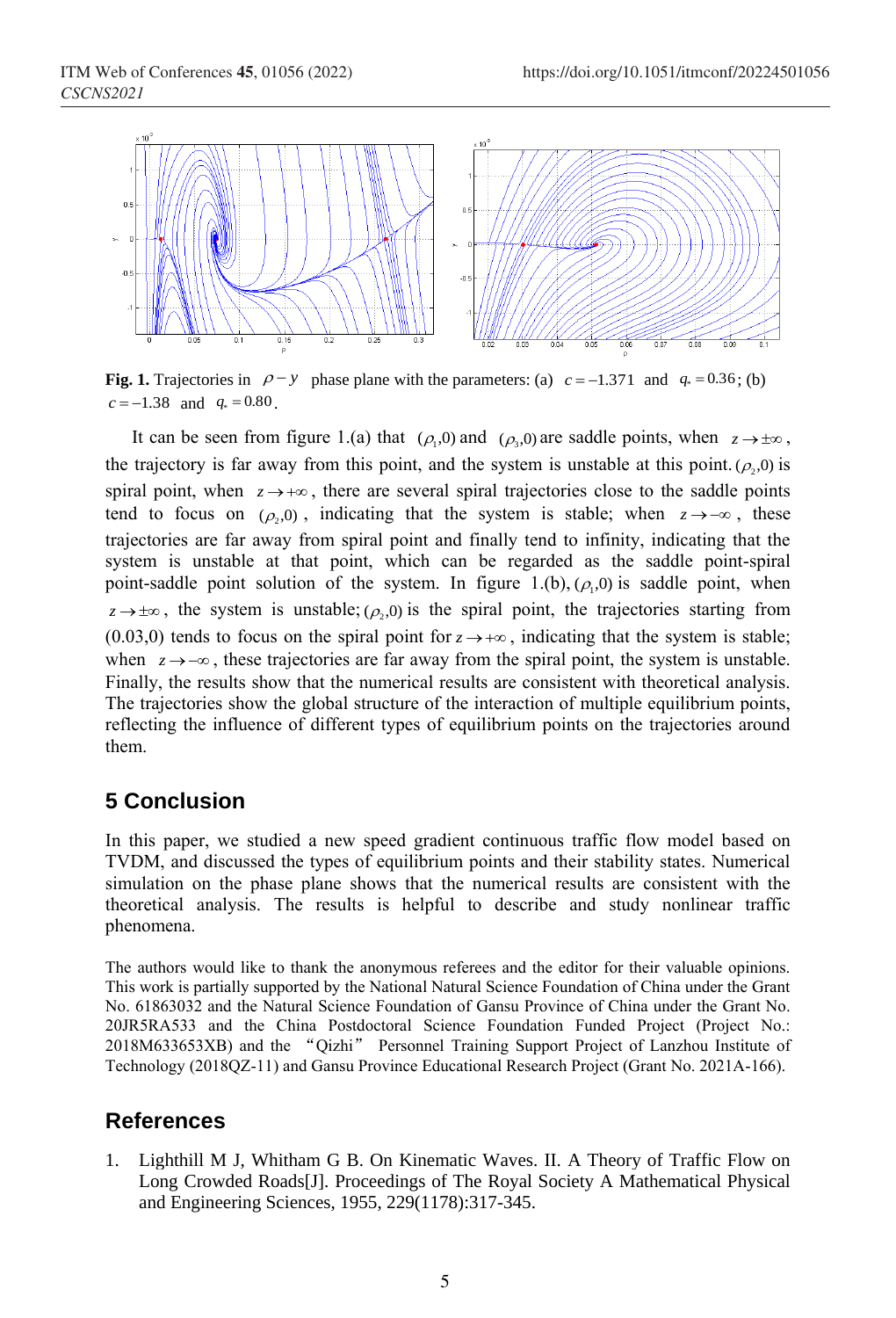**Fig. 1.** Trajectories in $\rho - y$ phase plane with the parameters: (a) $c = -1.371$ and $q_* = 0.36$; (b) $c = -1.38$ and $q_* = 0.80$.

It can be seen from figure 1.(a) that $(\rho_1, 0)$ and $(\rho_3, 0)$ are saddle points, when $z \to \pm\infty$, the trajectory is far away from this point, and the system is unstable at this point. $(\rho_2, 0)$ is spiral point, when $z \to +\infty$, there are several spiral trajectories close to the saddle points tend to focus on $(\rho_2, 0)$, indicating that the system is stable; when $z \to -\infty$, these trajectories are far away from spiral point and finally tend to infinity, indicating that the system is unstable at that point, which can be regarded as the saddle point-spiral point-saddle point solution of the system. In figure 1.(b), $(\rho_1, 0)$ is saddle point, when $z \to \pm\infty$, the system is unstable; $(\rho_2, 0)$ is the spiral point, the trajectories starting from (0.03,0) tends to focus on the spiral point for $z \to +\infty$, indicating that the system is stable; when $z \to -\infty$, these trajectories are far away from the spiral point, the system is unstable. Finally, the results show that the numerical results are consistent with theoretical analysis. The trajectories show the global structure of the interaction of multiple equilibrium points, reflecting the influence of different types of equilibrium points on the trajectories around them.

## 5 Conclusion

In this paper, we studied a new speed gradient continuous traffic flow model based on TVDM, and discussed the types of equilibrium points and their stability states. Numerical simulation on the phase plane shows that the numerical results are consistent with the theoretical analysis. The results is helpful to describe and study nonlinear traffic phenomena.

The authors would like to thank the anonymous referees and the editor for their valuable opinions. This work is partially supported by the National Natural Science Foundation of China under the Grant No. 61863032 and the Natural Science Foundation of Gansu Province of China under the Grant No. 20JR5RA533 and the China Postdoctoral Science Foundation Funded Project (Project No.: 2018M633653XB) and the "Qizhi" Personnel Training Support Project of Lanzhou Institute of Technology (2018QZ-11) and Gansu Province Educational Research Project (Grant No. 2021A-166).

## References

1. Lighthill M J, Whitham G B. On Kinematic Waves. II. A Theory of Traffic Flow on Long Crowded Roads[J]. Proceedings of The Royal Society A Mathematical Physical and Engineering Sciences, 1955, 229(1178):317-345.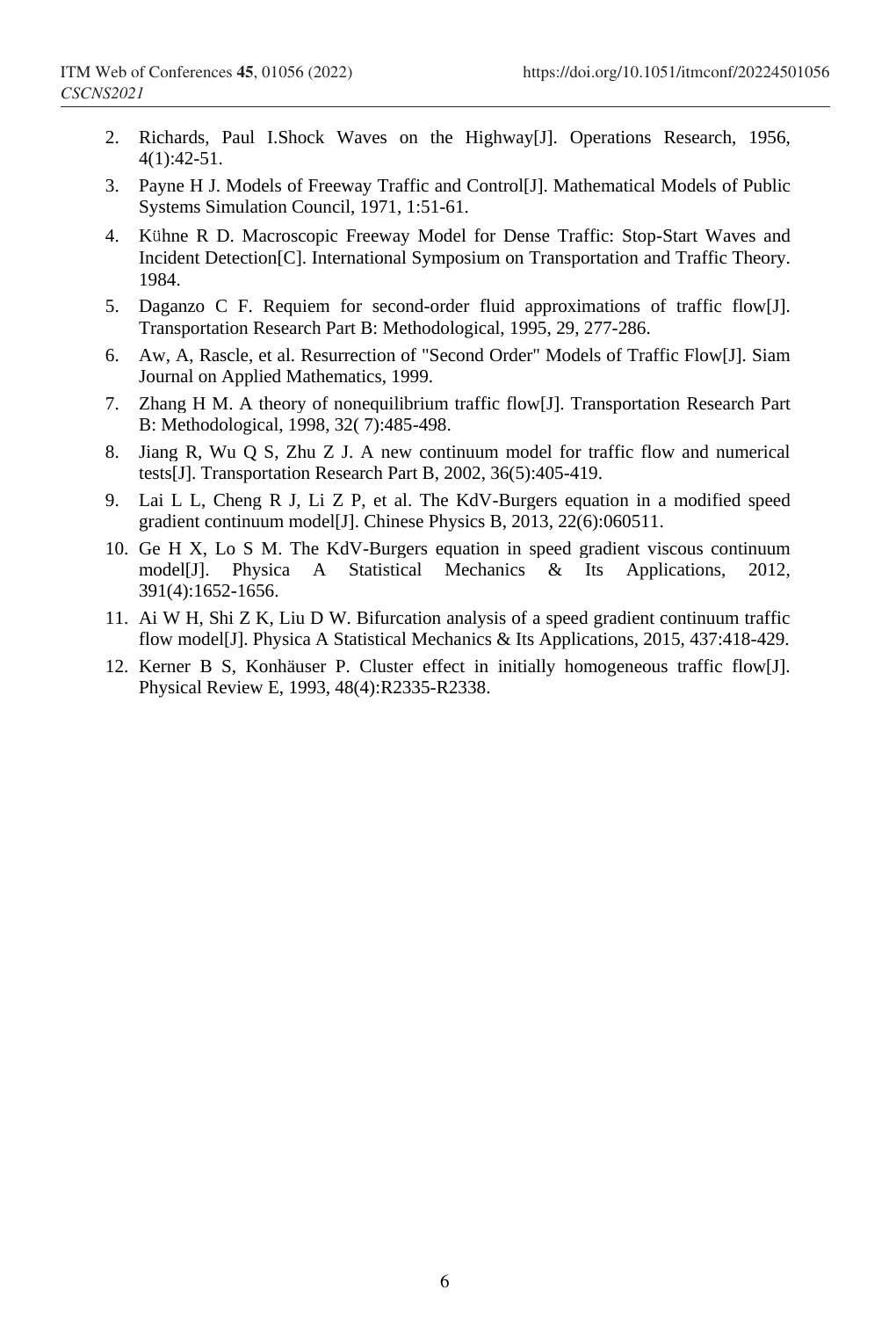2. Richards, Paul I.Shock Waves on the Highway[J]. Operations Research, 1956, 4(1):42-51.
3. Payne H J. Models of Freeway Traffic and Control[J]. Mathematical Models of Public Systems Simulation Council, 1971, 1:51-61.
4. Kühne R D. Macroscopic Freeway Model for Dense Traffic: Stop-Start Waves and Incident Detection[C]. International Symposium on Transportation and Traffic Theory. 1984.
5. Daganzo C F. Requiem for second-order fluid approximations of traffic flow[J]. Transportation Research Part B: Methodological, 1995, 29, 277-286.
6. Aw, A, Rascle, et al. Resurrection of "Second Order" Models of Traffic Flow[J]. Siam Journal on Applied Mathematics, 1999.
7. Zhang H M. A theory of nonequilibrium traffic flow[J]. Transportation Research Part B: Methodological, 1998, 32( 7):485-498.
8. Jiang R, Wu Q S, Zhu Z J. A new continuum model for traffic flow and numerical tests[J]. Transportation Research Part B, 2002, 36(5):405-419.
9. Lai L L, Cheng R J, Li Z P, et al. The KdV-Burgers equation in a modified speed gradient continuum model[J]. Chinese Physics B, 2013, 22(6):060511.
10. Ge H X, Lo S M. The KdV-Burgers equation in speed gradient viscous continuum model[J]. Physica A Statistical Mechanics & Its Applications, 2012, 391(4):1652-1656.
11. Ai W H, Shi Z K, Liu D W. Bifurcation analysis of a speed gradient continuum traffic flow model[J]. Physica A Statistical Mechanics & Its Applications, 2015, 437:418-429.
12. Kerner B S, Konhäuser P. Cluster effect in initially homogeneous traffic flow[J]. Physical Review E, 1993, 48(4):R2335-R2338.